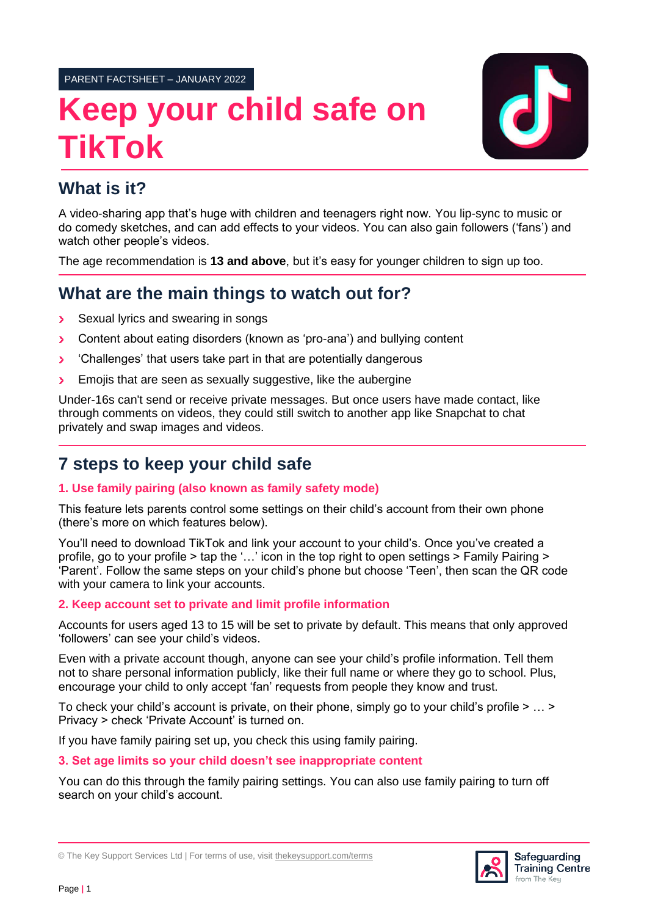PARENT FACTSHEET – JANUARY 2022

# Keep your child safe on TikTok

## What is it?

A video-sharing app that's huge with children and teenagers right now. You lip-sync to music or do comedy sketches, and can add effects to your videos. You can also gain followers ('fans') and watch other people's videos.

The age recommendation is **13 and above**, but it's easy for younger children to sign up too.

## What are the main things to watch out for?

- Sexual lyrics and swearing in songs
- Content about eating disorders (known as 'pro-ana') and bullying content
- 'Challenges' that users take part in that are potentially dangerous
- Emojis that are seen as sexually suggestive, like the aubergine

Under-16s can't send or receive private messages. But once users have made contact, like through comments on videos, they could still switch to another app like Snapchat to chat privately and swap images and videos.

## 7 steps to keep your child safe

### 1. Use family pairing (also known as family safety mode)

This feature lets parents control some settings on their child's account from their own phone (there's more on which features below).

You'll need to download TikTok and link your account to your child's. Once you've created a profile, go to your profile > tap the '…' icon in the top right to open settings > Family Pairing > 'Parent'. Follow the same steps on your child's phone but choose 'Teen', then scan the QR code with your camera to link your accounts.

### 2. Keep account set to private and limit profile information

Accounts for users aged 13 to 15 will be set to private by default. This means that only approved 'followers' can see your child's videos.

Even with a private account though, anyone can see your child's profile information. Tell them not to share personal information publicly, like their full name or where they go to school. Plus, encourage your child to only accept 'fan' requests from people they know and trust.

To check your child's account is private, on their phone, simply go to your child's profile > … > Privacy > check 'Private Account' is turned on.

If you have family pairing set up, you check this using family pairing.

### 3. Set age limits so your child doesn't see inappropriate content

You can do this through the family pairing settings. You can also use family pairing to turn off search on your child's account.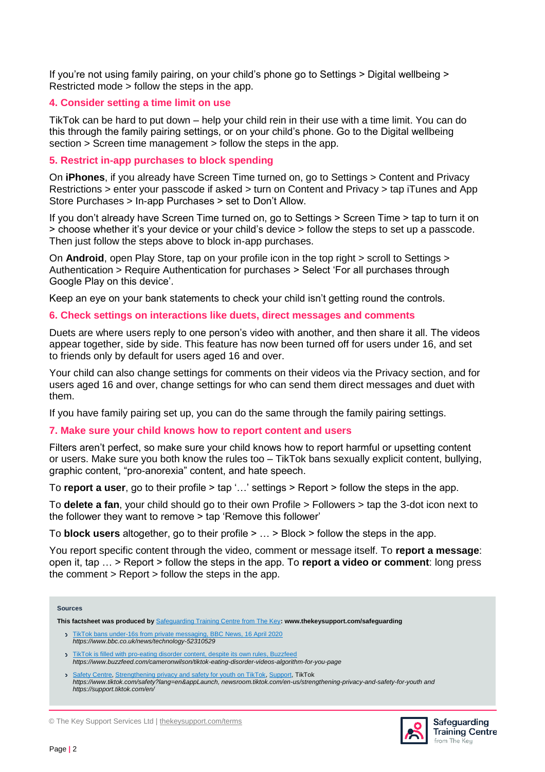If you're not using family pairing, on your child's phone go to Settings > Digital wellbeing > Restricted mode > follow the steps in the app.

### 4. Consider setting a time limit on use

TikTok can be hard to put down – help your child rein in their use with a time limit. You can do this through the family pairing settings, or on your child's phone. Go to the Digital wellbeing section > Screen time management > follow the steps in the app.

### 5. Restrict in-app purchases to block spending

On **iPhones**, if you already have Screen Time turned on, go to Settings > Content and Privacy Restrictions > enter your passcode if asked > turn on Content and Privacy > tap iTunes and App Store Purchases > In-app Purchases > set to Don't Allow.

If you don't already have Screen Time turned on, go to Settings > Screen Time > tap to turn it on > choose whether it's your device or your child's device > follow the steps to set up a passcode. Then just follow the steps above to block in-app purchases.

On **Android**, open Play Store, tap on your profile icon in the top right > scroll to Settings > Authentication > Require Authentication for purchases > Select 'For all purchases through Google Play on this device'.

Keep an eye on your bank statements to check your child isn't getting round the controls.

### 6. Check settings on interactions like duets, direct messages and comments

Duets are where users reply to one person's video with another, and then share it all. The videos appear together, side by side. This feature has now been turned off for users under 16, and set to friends only by default for users aged 16 and over.

Your child can also change settings for comments on their videos via the Privacy section, and for users aged 16 and over, change settings for who can send them direct messages and duet with them.

If you have family pairing set up, you can do the same through the family pairing settings.

### 7. Make sure your child knows how to report content and users

Filters aren't perfect, so make sure your child knows how to report harmful or upsetting content or users. Make sure you both know the rules too – TikTok bans sexually explicit content, bullying, graphic content, "pro-anorexia" content, and hate speech.

To **report a user**, go to their profile > tap '…' settings > Report > follow the steps in the app.

To **delete a fan**, your child should go to their own Profile > Followers > tap the 3-dot icon next to the follower they want to remove > tap 'Remove this follower'

To **block users** altogether, go to their profile > … > Block > follow the steps in the app.

You report specific content through the video, comment or message itself. To **report a message**: open it, tap … > Report > follow the steps in the app. To **report a video or comment**: long press the comment > Report > follow the steps in the app.

**Sources**

**This factsheet was produced by** Safeguarding Training Centre from The Key**: www.thekeysupport.com/safeguarding**

- TikTok bans under-16s from private messaging, BBC News, 16 April 2020
  *https://www.bbc.co.uk/news/technology-52310529*
- TikTok is filled with pro-eating disorder content, despite its own rules, Buzzfeed
  *https://www.buzzfeed.com/cameronwilson/tiktok-eating-disorder-videos-algorithm-for-you-page*
- Safety Centre, Strengthening privacy and safety for youth on TikTok, Support, TikTok
  *https://www.tiktok.com/safety?lang=en&appLaunch, newsroom.tiktok.com/en-us/strengthening-privacy-and-safety-for-youth and https://support.tiktok.com/en/*

© The Key Support Services Ltd | thekeysupport.com/terms

Safeguarding Training Centre from The Key